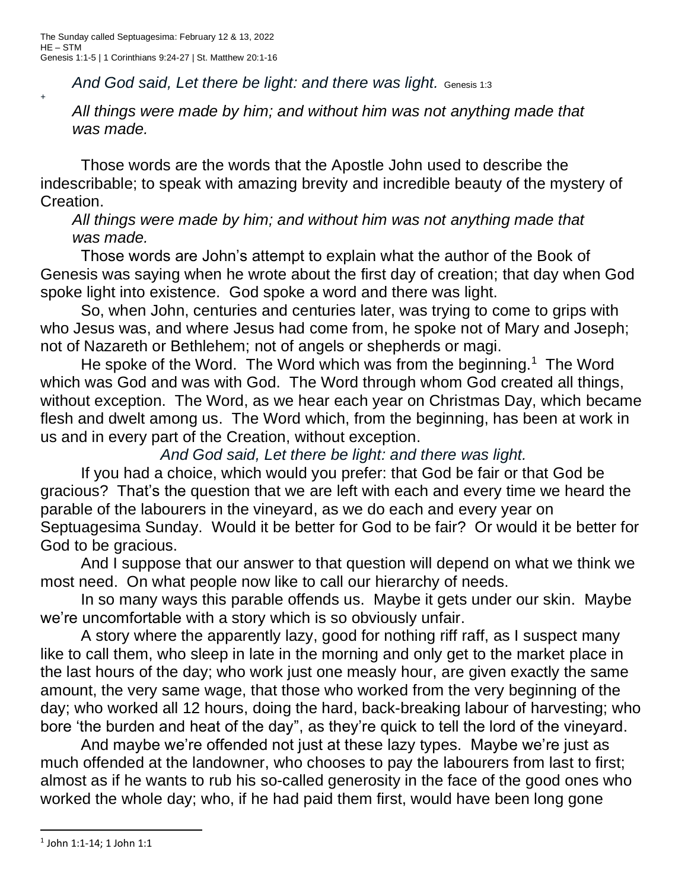The Sunday called Septuagesima: February 12 & 13, 2022
HE – STM
Genesis 1:1-5 | 1 Corinthians 9:24-27 | St. Matthew 20:1-16

*And God said, Let there be light: and there was light.* Genesis 1:3

+

*All things were made by him; and without him was not anything made that was made.*

Those words are the words that the Apostle John used to describe the indescribable; to speak with amazing brevity and incredible beauty of the mystery of Creation.

*All things were made by him; and without him was not anything made that was made.*

Those words are John's attempt to explain what the author of the Book of Genesis was saying when he wrote about the first day of creation; that day when God spoke light into existence. God spoke a word and there was light.

So, when John, centuries and centuries later, was trying to come to grips with who Jesus was, and where Jesus had come from, he spoke not of Mary and Joseph; not of Nazareth or Bethlehem; not of angels or shepherds or magi.

He spoke of the Word. The Word which was from the beginning.[1] The Word which was God and was with God. The Word through whom God created all things, without exception. The Word, as we hear each year on Christmas Day, which became flesh and dwelt among us. The Word which, from the beginning, has been at work in us and in every part of the Creation, without exception.

*And God said, Let there be light: and there was light.*

If you had a choice, which would you prefer: that God be fair or that God be gracious? That's the question that we are left with each and every time we heard the parable of the labourers in the vineyard, as we do each and every year on Septuagesima Sunday. Would it be better for God to be fair? Or would it be better for God to be gracious.

And I suppose that our answer to that question will depend on what we think we most need. On what people now like to call our hierarchy of needs.

In so many ways this parable offends us. Maybe it gets under our skin. Maybe we're uncomfortable with a story which is so obviously unfair.

A story where the apparently lazy, good for nothing riff raff, as I suspect many like to call them, who sleep in late in the morning and only get to the market place in the last hours of the day; who work just one measly hour, are given exactly the same amount, the very same wage, that those who worked from the very beginning of the day; who worked all 12 hours, doing the hard, back-breaking labour of harvesting; who bore 'the burden and heat of the day", as they're quick to tell the lord of the vineyard.

And maybe we're offended not just at these lazy types. Maybe we're just as much offended at the landowner, who chooses to pay the labourers from last to first; almost as if he wants to rub his so-called generosity in the face of the good ones who worked the whole day; who, if he had paid them first, would have been long gone

---

[1] John 1:1-14; 1 John 1:1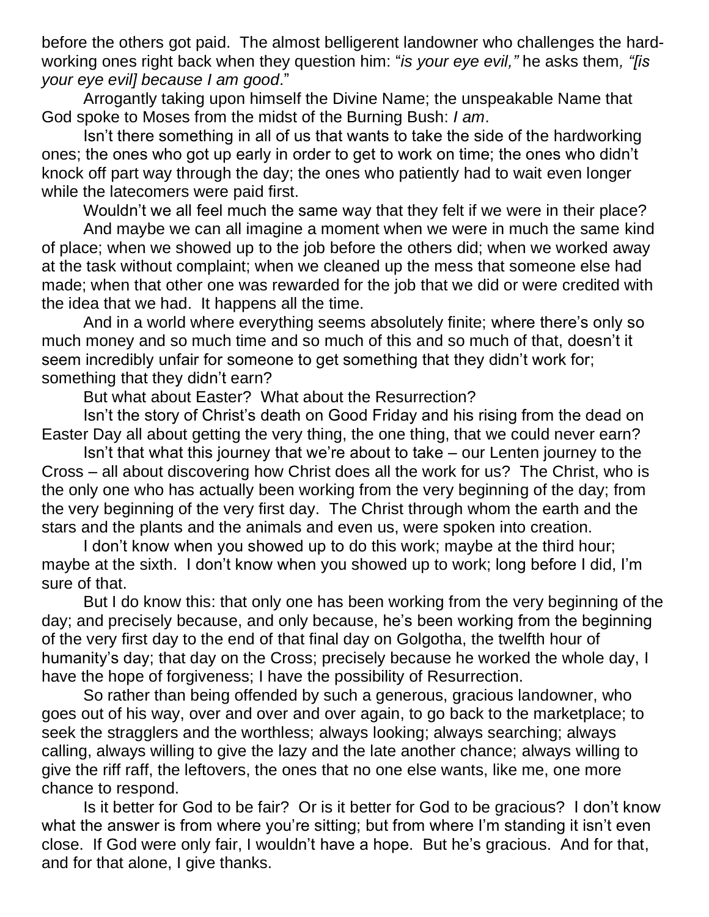before the others got paid. The almost belligerent landowner who challenges the hard-working ones right back when they question him: "*is your eye evil,"* he asks them*, "[is your eye evil] because I am good*."

Arrogantly taking upon himself the Divine Name; the unspeakable Name that God spoke to Moses from the midst of the Burning Bush: *I am*.

Isn't there something in all of us that wants to take the side of the hardworking ones; the ones who got up early in order to get to work on time; the ones who didn't knock off part way through the day; the ones who patiently had to wait even longer while the latecomers were paid first.

Wouldn't we all feel much the same way that they felt if we were in their place?

And maybe we can all imagine a moment when we were in much the same kind of place; when we showed up to the job before the others did; when we worked away at the task without complaint; when we cleaned up the mess that someone else had made; when that other one was rewarded for the job that we did or were credited with the idea that we had. It happens all the time.

And in a world where everything seems absolutely finite; where there's only so much money and so much time and so much of this and so much of that, doesn't it seem incredibly unfair for someone to get something that they didn't work for; something that they didn't earn?

But what about Easter? What about the Resurrection?

Isn't the story of Christ's death on Good Friday and his rising from the dead on Easter Day all about getting the very thing, the one thing, that we could never earn?

Isn't that what this journey that we're about to take – our Lenten journey to the Cross – all about discovering how Christ does all the work for us? The Christ, who is the only one who has actually been working from the very beginning of the day; from the very beginning of the very first day. The Christ through whom the earth and the stars and the plants and the animals and even us, were spoken into creation.

I don't know when you showed up to do this work; maybe at the third hour; maybe at the sixth. I don't know when you showed up to work; long before I did, I'm sure of that.

But I do know this: that only one has been working from the very beginning of the day; and precisely because, and only because, he's been working from the beginning of the very first day to the end of that final day on Golgotha, the twelfth hour of humanity's day; that day on the Cross; precisely because he worked the whole day, I have the hope of forgiveness; I have the possibility of Resurrection.

So rather than being offended by such a generous, gracious landowner, who goes out of his way, over and over and over again, to go back to the marketplace; to seek the stragglers and the worthless; always looking; always searching; always calling, always willing to give the lazy and the late another chance; always willing to give the riff raff, the leftovers, the ones that no one else wants, like me, one more chance to respond.

Is it better for God to be fair? Or is it better for God to be gracious? I don't know what the answer is from where you're sitting; but from where I'm standing it isn't even close. If God were only fair, I wouldn't have a hope. But he's gracious. And for that, and for that alone, I give thanks.